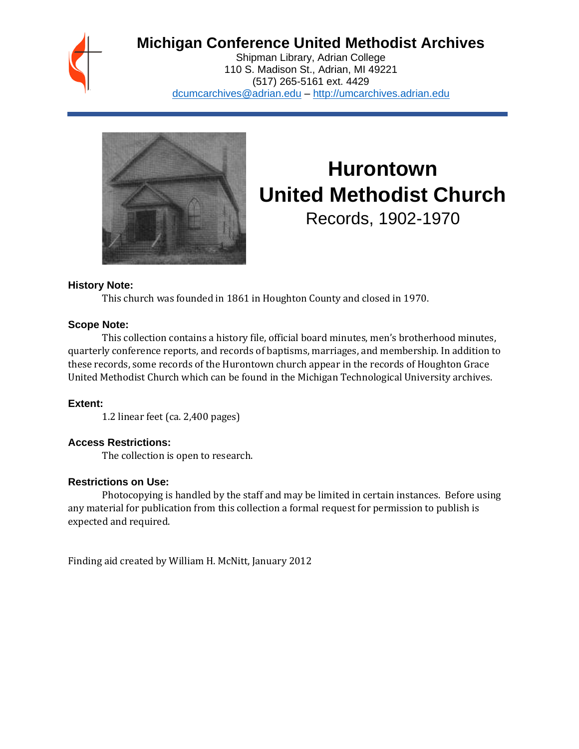# Michigan Conference United Methodist Archives

Shipman Library, Adrian College
110 S. Madison St., Adrian, MI 49221
(517) 265-5161 ext. 4429
dcumcarchives@adrian.edu – http://umcarchives.adrian.edu

# Hurontown United Methodist Church

## Records, 1902-1970

### History Note:

This church was founded in 1861 in Houghton County and closed in 1970.

### Scope Note:

This collection contains a history file, official board minutes, men's brotherhood minutes, quarterly conference reports, and records of baptisms, marriages, and membership. In addition to these records, some records of the Hurontown church appear in the records of Houghton Grace United Methodist Church which can be found in the Michigan Technological University archives.

### Extent:

1.2 linear feet (ca. 2,400 pages)

### Access Restrictions:

The collection is open to research.

### Restrictions on Use:

Photocopying is handled by the staff and may be limited in certain instances. Before using any material for publication from this collection a formal request for permission to publish is expected and required.

Finding aid created by William H. McNitt, January 2012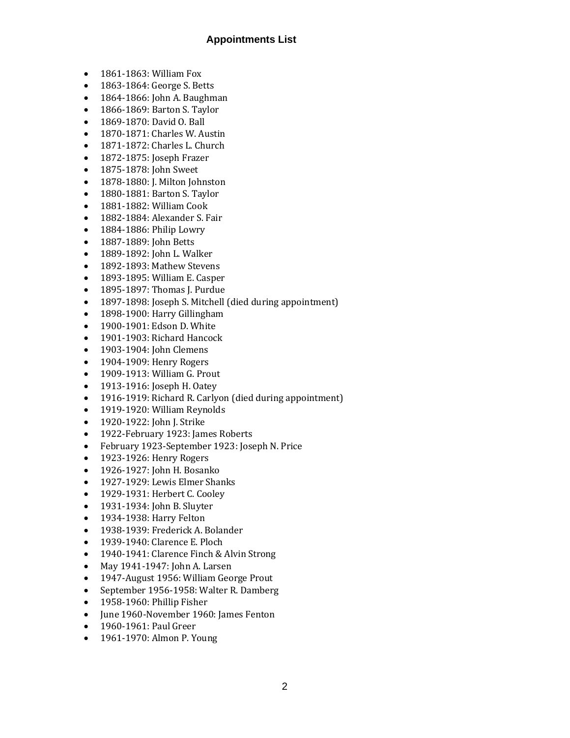# Appointments List

- 1861-1863: William Fox
- 1863-1864: George S. Betts
- 1864-1866: John A. Baughman
- 1866-1869: Barton S. Taylor
- 1869-1870: David O. Ball
- 1870-1871: Charles W. Austin
- 1871-1872: Charles L. Church
- 1872-1875: Joseph Frazer
- 1875-1878: John Sweet
- 1878-1880: J. Milton Johnston
- 1880-1881: Barton S. Taylor
- 1881-1882: William Cook
- 1882-1884: Alexander S. Fair
- 1884-1886: Philip Lowry
- 1887-1889: John Betts
- 1889-1892: John L. Walker
- 1892-1893: Mathew Stevens
- 1893-1895: William E. Casper
- 1895-1897: Thomas J. Purdue
- 1897-1898: Joseph S. Mitchell (died during appointment)
- 1898-1900: Harry Gillingham
- 1900-1901: Edson D. White
- 1901-1903: Richard Hancock
- 1903-1904: John Clemens
- 1904-1909: Henry Rogers
- 1909-1913: William G. Prout
- 1913-1916: Joseph H. Oatey
- 1916-1919: Richard R. Carlyon (died during appointment)
- 1919-1920: William Reynolds
- 1920-1922: John J. Strike
- 1922-February 1923: James Roberts
- February 1923-September 1923: Joseph N. Price
- 1923-1926: Henry Rogers
- 1926-1927: John H. Bosanko
- 1927-1929: Lewis Elmer Shanks
- 1929-1931: Herbert C. Cooley
- 1931-1934: John B. Sluyter
- 1934-1938: Harry Felton
- 1938-1939: Frederick A. Bolander
- 1939-1940: Clarence E. Ploch
- 1940-1941: Clarence Finch & Alvin Strong
- May 1941-1947: John A. Larsen
- 1947-August 1956: William George Prout
- September 1956-1958: Walter R. Damberg
- 1958-1960: Phillip Fisher
- June 1960-November 1960: James Fenton
- 1960-1961: Paul Greer
- 1961-1970: Almon P. Young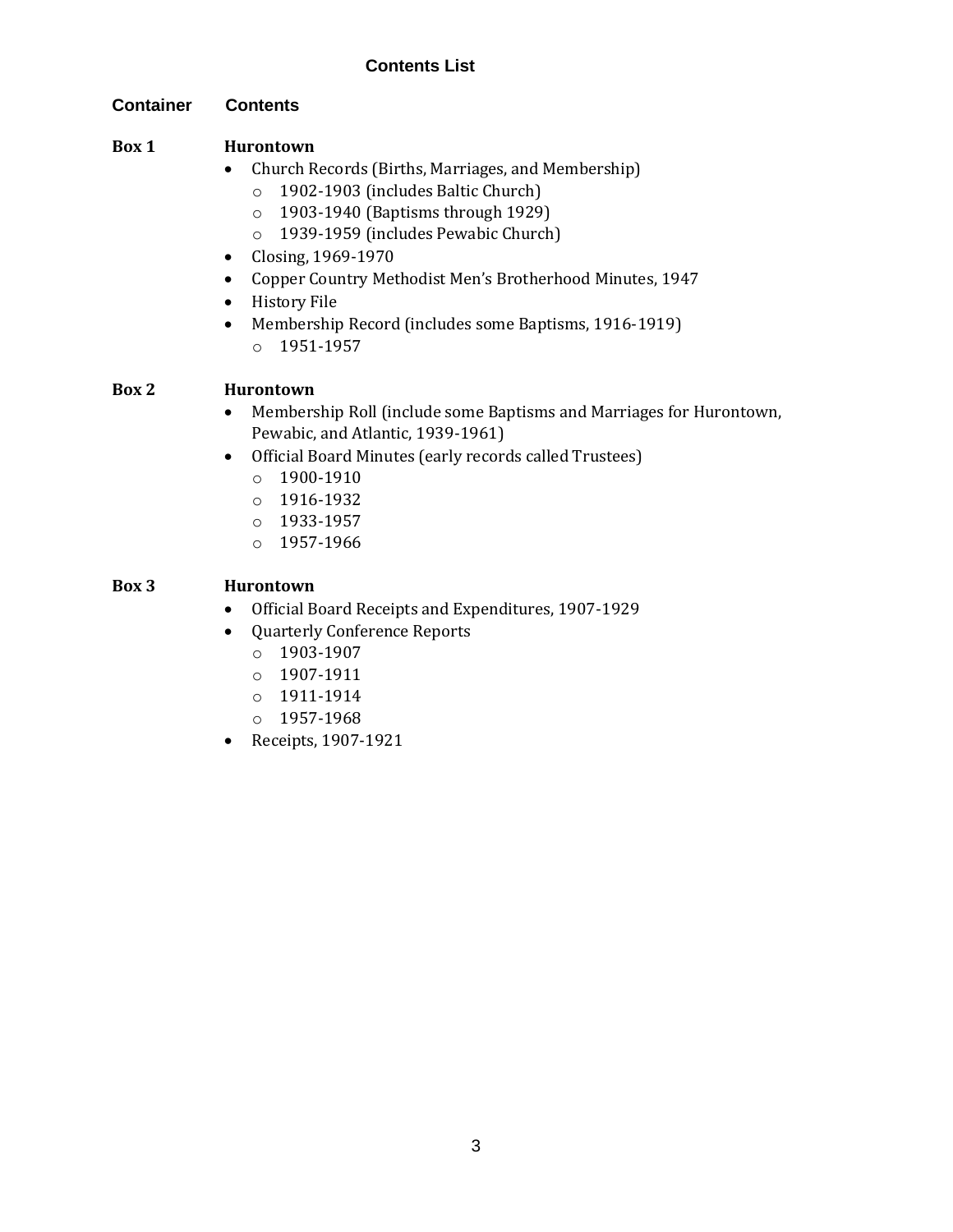## Contents List

| Container | Contents |
|---|---|
| **Box 1** | **Hurontown** |

**Box 1** — **Hurontown**

- Church Records (Births, Marriages, and Membership)
  - 1902-1903 (includes Baltic Church)
  - 1903-1940 (Baptisms through 1929)
  - 1939-1959 (includes Pewabic Church)
- Closing, 1969-1970
- Copper Country Methodist Men's Brotherhood Minutes, 1947
- History File
- Membership Record (includes some Baptisms, 1916-1919)
  - 1951-1957

**Box 2** — **Hurontown**

- Membership Roll (include some Baptisms and Marriages for Hurontown, Pewabic, and Atlantic, 1939-1961)
- Official Board Minutes (early records called Trustees)
  - 1900-1910
  - 1916-1932
  - 1933-1957
  - 1957-1966

**Box 3** — **Hurontown**

- Official Board Receipts and Expenditures, 1907-1929
- Quarterly Conference Reports
  - 1903-1907
  - 1907-1911
  - 1911-1914
  - 1957-1968
- Receipts, 1907-1921